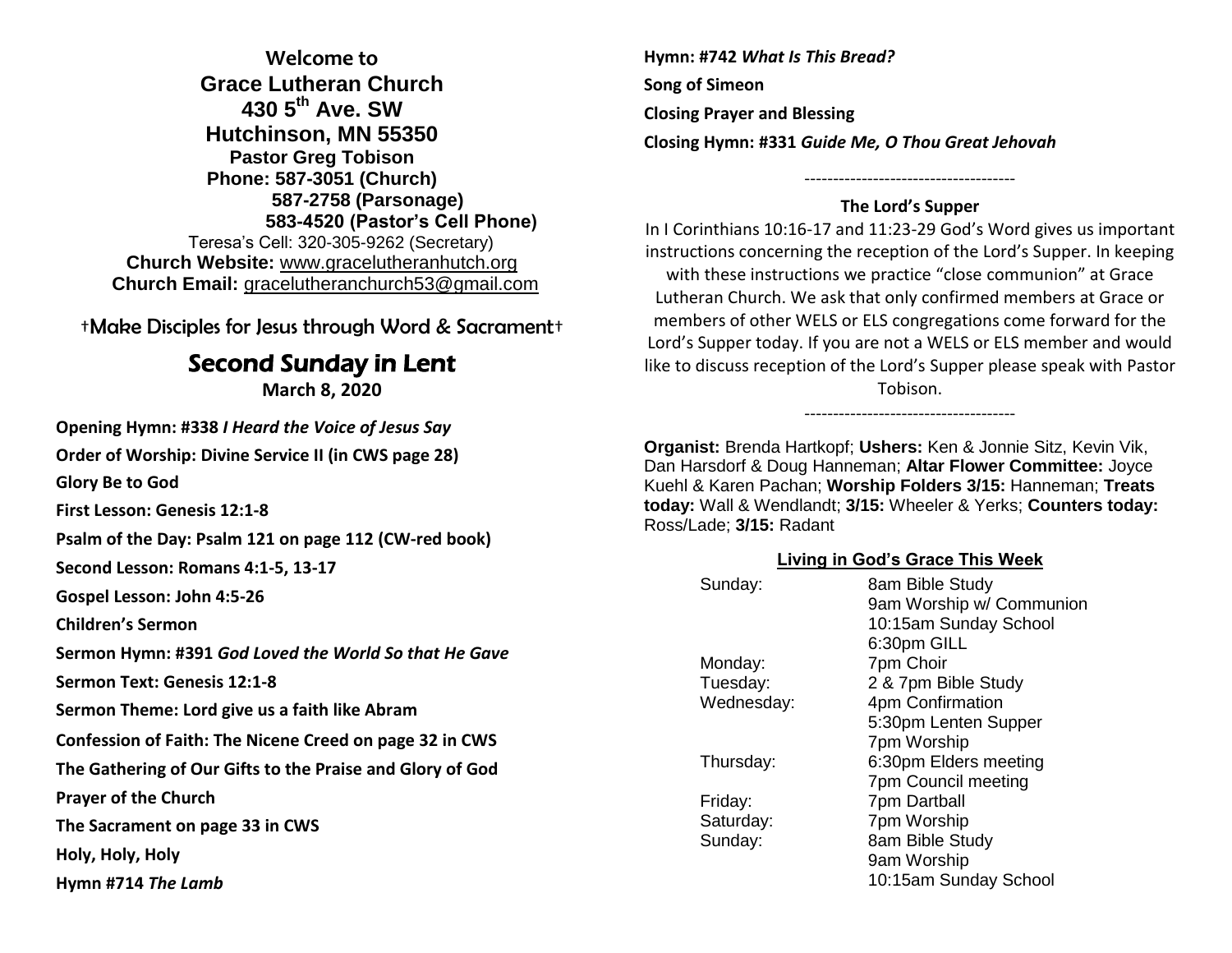**Welcome to**

# Grace Lutheran Church

**430 5th Ave. SW**
**Hutchinson, MN 55350**
**Pastor Greg Tobison**
**Phone: 587-3051 (Church)**
**587-2758 (Parsonage)**
**583-4520 (Pastor's Cell Phone)**
Teresa's Cell: 320-305-9262 (Secretary)
**Church Website:** www.gracelutheranhutch.org
**Church Email:** gracelutheranchurch53@gmail.com

†Make Disciples for Jesus through Word & Sacrament†

## Second Sunday in Lent

**March 8, 2020**

**Opening Hymn: #338** ***I Heard the Voice of Jesus Say***

**Order of Worship: Divine Service II (in CWS page 28)**

**Glory Be to God**

**First Lesson: Genesis 12:1-8**

**Psalm of the Day: Psalm 121 on page 112 (CW-red book)**

**Second Lesson: Romans 4:1-5, 13-17**

**Gospel Lesson: John 4:5-26**

**Children's Sermon**

**Sermon Hymn: #391** ***God Loved the World So that He Gave***

**Sermon Text: Genesis 12:1-8**

**Sermon Theme: Lord give us a faith like Abram**

**Confession of Faith: The Nicene Creed on page 32 in CWS**

**The Gathering of Our Gifts to the Praise and Glory of God**

**Prayer of the Church**

**The Sacrament on page 33 in CWS**

**Holy, Holy, Holy**

**Hymn #714** ***The Lamb***

**Hymn: #742** ***What Is This Bread?***

**Song of Simeon**

**Closing Prayer and Blessing**

**Closing Hymn: #331** ***Guide Me, O Thou Great Jehovah***

-------------------------------------

### The Lord's Supper

In I Corinthians 10:16-17 and 11:23-29 God's Word gives us important instructions concerning the reception of the Lord's Supper. In keeping with these instructions we practice "close communion" at Grace Lutheran Church. We ask that only confirmed members at Grace or members of other WELS or ELS congregations come forward for the Lord's Supper today. If you are not a WELS or ELS member and would like to discuss reception of the Lord's Supper please speak with Pastor Tobison.

-------------------------------------

**Organist:** Brenda Hartkopf; **Ushers:** Ken & Jonnie Sitz, Kevin Vik, Dan Harsdorf & Doug Hanneman; **Altar Flower Committee:** Joyce Kuehl & Karen Pachan; **Worship Folders 3/15:** Hanneman; **Treats today:** Wall & Wendlandt; **3/15:** Wheeler & Yerks; **Counters today:** Ross/Lade; **3/15:** Radant

### Living in God's Grace This Week

| | |
|---|---|
| Sunday: | 8am Bible Study |
| | 9am Worship w/ Communion |
| | 10:15am Sunday School |
| | 6:30pm GILL |
| Monday: | 7pm Choir |
| Tuesday: | 2 & 7pm Bible Study |
| Wednesday: | 4pm Confirmation |
| | 5:30pm Lenten Supper |
| | 7pm Worship |
| Thursday: | 6:30pm Elders meeting |
| | 7pm Council meeting |
| Friday: | 7pm Dartball |
| Saturday: | 7pm Worship |
| Sunday: | 8am Bible Study |
| | 9am Worship |
| | 10:15am Sunday School |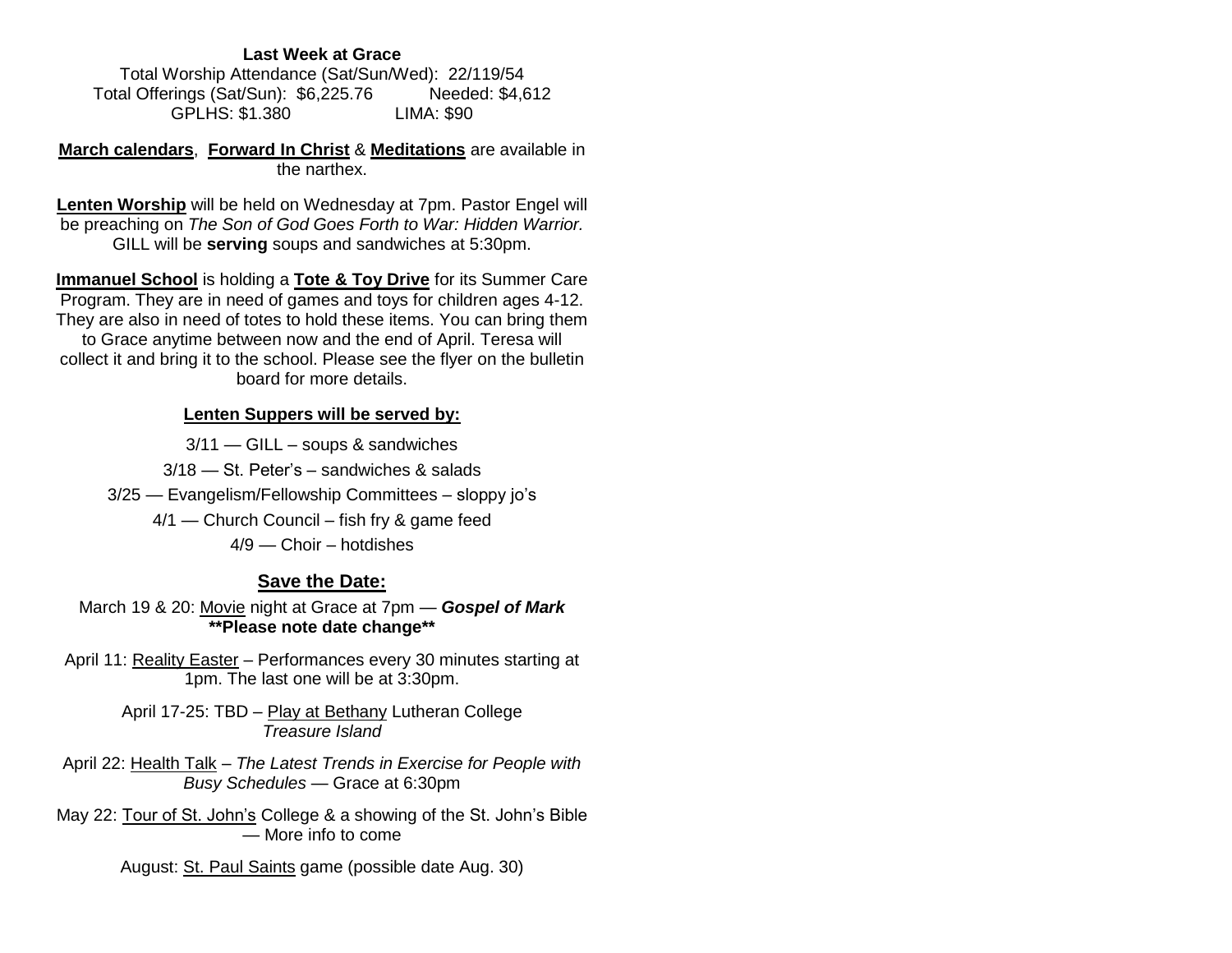**Last Week at Grace**

Total Worship Attendance (Sat/Sun/Wed): 22/119/54
Total Offerings (Sat/Sun): $6,225.76 Needed: $4,612
GPLHS: $1.380 LIMA: $90

**March calendars**, **Forward In Christ** & **Meditations** are available in the narthex.

**Lenten Worship** will be held on Wednesday at 7pm. Pastor Engel will be preaching on *The Son of God Goes Forth to War: Hidden Warrior.* GILL will be **serving** soups and sandwiches at 5:30pm.

**Immanuel School** is holding a **Tote & Toy Drive** for its Summer Care Program. They are in need of games and toys for children ages 4-12. They are also in need of totes to hold these items. You can bring them to Grace anytime between now and the end of April. Teresa will collect it and bring it to the school. Please see the flyer on the bulletin board for more details.

**Lenten Suppers will be served by:**

3/11 — GILL – soups & sandwiches

3/18 — St. Peter's – sandwiches & salads

3/25 — Evangelism/Fellowship Committees – sloppy jo's

4/1 — Church Council – fish fry & game feed

4/9 — Choir – hotdishes

## Save the Date:

March 19 & 20: Movie night at Grace at 7pm — ***Gospel of Mark***
**\*\*Please note date change\*\***

April 11: Reality Easter – Performances every 30 minutes starting at 1pm. The last one will be at 3:30pm.

April 17-25: TBD – Play at Bethany Lutheran College
*Treasure Island*

April 22: Health Talk – *The Latest Trends in Exercise for People with Busy Schedules* — Grace at 6:30pm

May 22: Tour of St. John's College & a showing of the St. John's Bible — More info to come

August: St. Paul Saints game (possible date Aug. 30)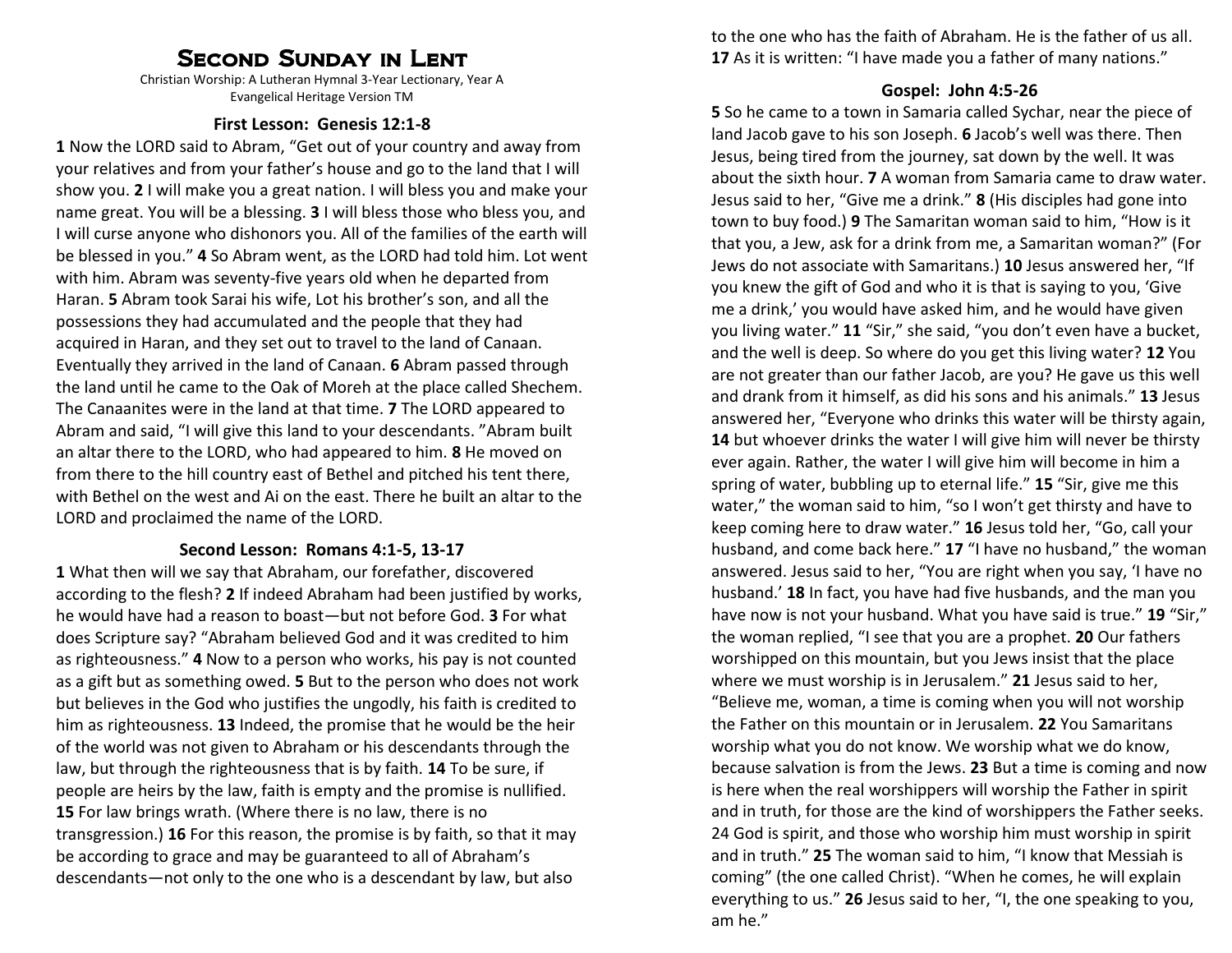# Second Sunday in Lent

Christian Worship: A Lutheran Hymnal 3-Year Lectionary, Year A
Evangelical Heritage Version TM

### First Lesson: Genesis 12:1-8

**1** Now the LORD said to Abram, "Get out of your country and away from your relatives and from your father's house and go to the land that I will show you. **2** I will make you a great nation. I will bless you and make your name great. You will be a blessing. **3** I will bless those who bless you, and I will curse anyone who dishonors you. All of the families of the earth will be blessed in you." **4** So Abram went, as the LORD had told him. Lot went with him. Abram was seventy-five years old when he departed from Haran. **5** Abram took Sarai his wife, Lot his brother's son, and all the possessions they had accumulated and the people that they had acquired in Haran, and they set out to travel to the land of Canaan. Eventually they arrived in the land of Canaan. **6** Abram passed through the land until he came to the Oak of Moreh at the place called Shechem. The Canaanites were in the land at that time. **7** The LORD appeared to Abram and said, "I will give this land to your descendants. "Abram built an altar there to the LORD, who had appeared to him. **8** He moved on from there to the hill country east of Bethel and pitched his tent there, with Bethel on the west and Ai on the east. There he built an altar to the LORD and proclaimed the name of the LORD.

### Second Lesson: Romans 4:1-5, 13-17

**1** What then will we say that Abraham, our forefather, discovered according to the flesh? **2** If indeed Abraham had been justified by works, he would have had a reason to boast—but not before God. **3** For what does Scripture say? "Abraham believed God and it was credited to him as righteousness." **4** Now to a person who works, his pay is not counted as a gift but as something owed. **5** But to the person who does not work but believes in the God who justifies the ungodly, his faith is credited to him as righteousness. **13** Indeed, the promise that he would be the heir of the world was not given to Abraham or his descendants through the law, but through the righteousness that is by faith. **14** To be sure, if people are heirs by the law, faith is empty and the promise is nullified. **15** For law brings wrath. (Where there is no law, there is no transgression.) **16** For this reason, the promise is by faith, so that it may be according to grace and may be guaranteed to all of Abraham's descendants—not only to the one who is a descendant by law, but also to the one who has the faith of Abraham. He is the father of us all. **17** As it is written: "I have made you a father of many nations."

### Gospel: John 4:5-26

**5** So he came to a town in Samaria called Sychar, near the piece of land Jacob gave to his son Joseph. **6** Jacob's well was there. Then Jesus, being tired from the journey, sat down by the well. It was about the sixth hour. **7** A woman from Samaria came to draw water. Jesus said to her, "Give me a drink." **8** (His disciples had gone into town to buy food.) **9** The Samaritan woman said to him, "How is it that you, a Jew, ask for a drink from me, a Samaritan woman?" (For Jews do not associate with Samaritans.) **10** Jesus answered her, "If you knew the gift of God and who it is that is saying to you, 'Give me a drink,' you would have asked him, and he would have given you living water." **11** "Sir," she said, "you don't even have a bucket, and the well is deep. So where do you get this living water? **12** You are not greater than our father Jacob, are you? He gave us this well and drank from it himself, as did his sons and his animals." **13** Jesus answered her, "Everyone who drinks this water will be thirsty again, **14** but whoever drinks the water I will give him will never be thirsty ever again. Rather, the water I will give him will become in him a spring of water, bubbling up to eternal life." **15** "Sir, give me this water," the woman said to him, "so I won't get thirsty and have to keep coming here to draw water." **16** Jesus told her, "Go, call your husband, and come back here." **17** "I have no husband," the woman answered. Jesus said to her, "You are right when you say, 'I have no husband.' **18** In fact, you have had five husbands, and the man you have now is not your husband. What you have said is true." **19** "Sir," the woman replied, "I see that you are a prophet. **20** Our fathers worshipped on this mountain, but you Jews insist that the place where we must worship is in Jerusalem." **21** Jesus said to her, "Believe me, woman, a time is coming when you will not worship the Father on this mountain or in Jerusalem. **22** You Samaritans worship what you do not know. We worship what we do know, because salvation is from the Jews. **23** But a time is coming and now is here when the real worshippers will worship the Father in spirit and in truth, for those are the kind of worshippers the Father seeks. 24 God is spirit, and those who worship him must worship in spirit and in truth." **25** The woman said to him, "I know that Messiah is coming" (the one called Christ). "When he comes, he will explain everything to us." **26** Jesus said to her, "I, the one speaking to you, am he."